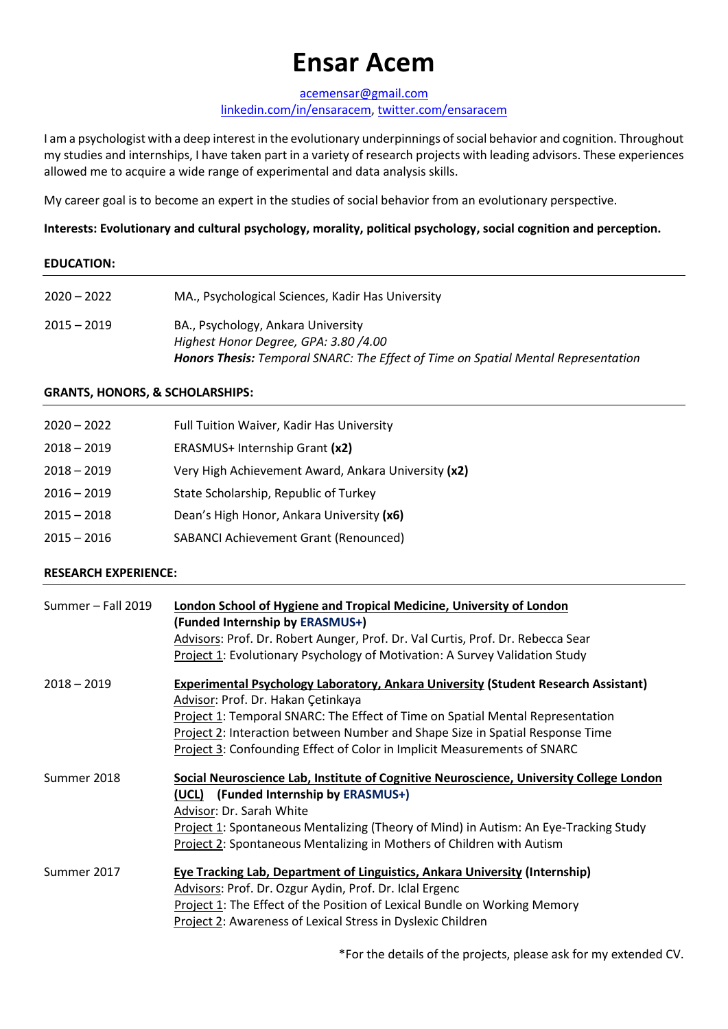# Ensar Acem

acemensar@gmail.com
linkedin.com/in/ensaracem, twitter.com/ensaracem

I am a psychologist with a deep interest in the evolutionary underpinnings of social behavior and cognition. Throughout my studies and internships, I have taken part in a variety of research projects with leading advisors. These experiences allowed me to acquire a wide range of experimental and data analysis skills.

My career goal is to become an expert in the studies of social behavior from an evolutionary perspective.

**Interests: Evolutionary and cultural psychology, morality, political psychology, social cognition and perception.**

## EDUCATION:

2020 – 2022 MA., Psychological Sciences, Kadir Has University

2015 – 2019 BA., Psychology, Ankara University
*Highest Honor Degree, GPA: 3.80 /4.00*
***Honors Thesis:*** *Temporal SNARC: The Effect of Time on Spatial Mental Representation*

## GRANTS, HONORS, & SCHOLARSHIPS:

- 2020 – 2022 Full Tuition Waiver, Kadir Has University
- 2018 – 2019 ERASMUS+ Internship Grant **(x2)**
- 2018 – 2019 Very High Achievement Award, Ankara University **(x2)**
- 2016 – 2019 State Scholarship, Republic of Turkey
- 2015 – 2018 Dean's High Honor, Ankara University **(x6)**
- 2015 – 2016 SABANCI Achievement Grant (Renounced)

## RESEARCH EXPERIENCE:

**Summer – Fall 2019** **London School of Hygiene and Tropical Medicine, University of London**
**(Funded Internship by ERASMUS+)**
Advisors: Prof. Dr. Robert Aunger, Prof. Dr. Val Curtis, Prof. Dr. Rebecca Sear
Project 1: Evolutionary Psychology of Motivation: A Survey Validation Study

**2018 – 2019** **Experimental Psychology Laboratory, Ankara University (Student Research Assistant)**
Advisor: Prof. Dr. Hakan Çetinkaya
Project 1: Temporal SNARC: The Effect of Time on Spatial Mental Representation
Project 2: Interaction between Number and Shape Size in Spatial Response Time
Project 3: Confounding Effect of Color in Implicit Measurements of SNARC

**Summer 2018** **Social Neuroscience Lab, Institute of Cognitive Neuroscience, University College London (UCL) (Funded Internship by ERASMUS+)**
Advisor: Dr. Sarah White
Project 1: Spontaneous Mentalizing (Theory of Mind) in Autism: An Eye-Tracking Study
Project 2: Spontaneous Mentalizing in Mothers of Children with Autism

**Summer 2017** **Eye Tracking Lab, Department of Linguistics, Ankara University (Internship)**
Advisors: Prof. Dr. Ozgur Aydin, Prof. Dr. Iclal Ergenc
Project 1: The Effect of the Position of Lexical Bundle on Working Memory
Project 2: Awareness of Lexical Stress in Dyslexic Children

*For the details of the projects, please ask for my extended CV.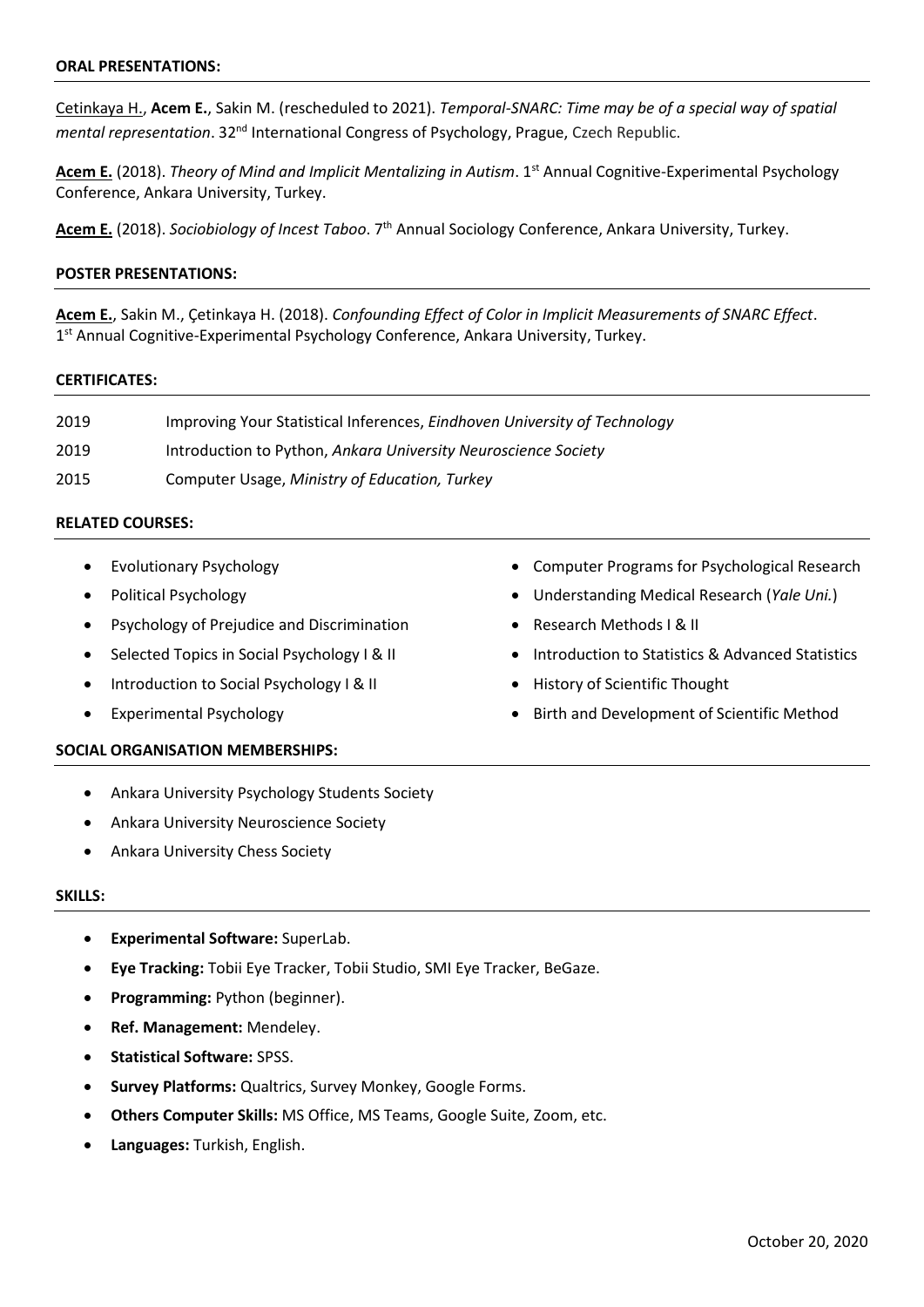## ORAL PRESENTATIONS:

Cetinkaya H., **Acem E.**, Sakin M. (rescheduled to 2021). *Temporal-SNARC: Time may be of a special way of spatial mental representation*. 32nd International Congress of Psychology, Prague, Czech Republic.

**Acem E.** (2018). *Theory of Mind and Implicit Mentalizing in Autism*. 1st Annual Cognitive-Experimental Psychology Conference, Ankara University, Turkey.

**Acem E.** (2018). *Sociobiology of Incest Taboo*. 7th Annual Sociology Conference, Ankara University, Turkey.

## POSTER PRESENTATIONS:

**Acem E.**, Sakin M., Çetinkaya H. (2018). *Confounding Effect of Color in Implicit Measurements of SNARC Effect*. 1st Annual Cognitive-Experimental Psychology Conference, Ankara University, Turkey.

## CERTIFICATES:

| | |
|---|---|
| 2019 | Improving Your Statistical Inferences, *Eindhoven University of Technology* |
| 2019 | Introduction to Python, *Ankara University Neuroscience Society* |
| 2015 | Computer Usage, *Ministry of Education, Turkey* |

## RELATED COURSES:

- Evolutionary Psychology
- Political Psychology
- Psychology of Prejudice and Discrimination
- Selected Topics in Social Psychology I & II
- Introduction to Social Psychology I & II
- Experimental Psychology
- Computer Programs for Psychological Research
- Understanding Medical Research (*Yale Uni.*)
- Research Methods I & II
- Introduction to Statistics & Advanced Statistics
- History of Scientific Thought
- Birth and Development of Scientific Method

## SOCIAL ORGANISATION MEMBERSHIPS:

- Ankara University Psychology Students Society
- Ankara University Neuroscience Society
- Ankara University Chess Society

## SKILLS:

- **Experimental Software:** SuperLab.
- **Eye Tracking:** Tobii Eye Tracker, Tobii Studio, SMI Eye Tracker, BeGaze.
- **Programming:** Python (beginner).
- **Ref. Management:** Mendeley.
- **Statistical Software:** SPSS.
- **Survey Platforms:** Qualtrics, Survey Monkey, Google Forms.
- **Others Computer Skills:** MS Office, MS Teams, Google Suite, Zoom, etc.
- **Languages:** Turkish, English.

October 20, 2020